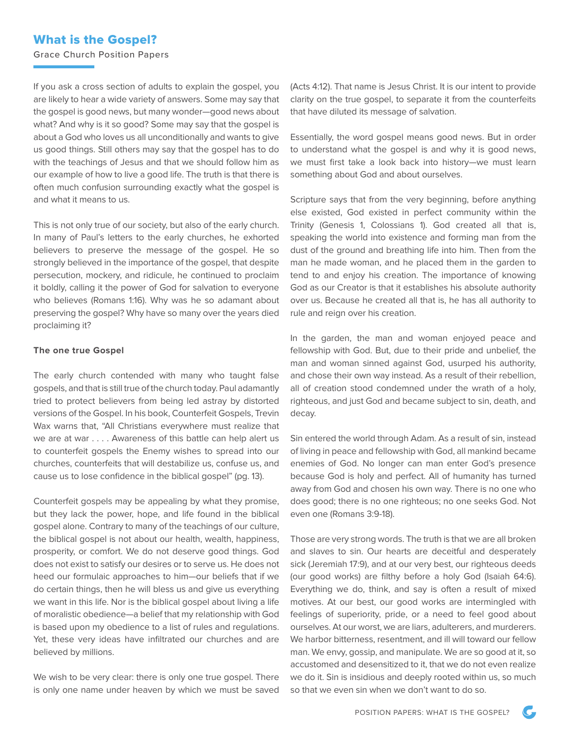# What is the Gospel?

Grace Church Position Papers

If you ask a cross section of adults to explain the gospel, you are likely to hear a wide variety of answers. Some may say that the gospel is good news, but many wonder—good news about what? And why is it so good? Some may say that the gospel is about a God who loves us all unconditionally and wants to give us good things. Still others may say that the gospel has to do with the teachings of Jesus and that we should follow him as our example of how to live a good life. The truth is that there is often much confusion surrounding exactly what the gospel is and what it means to us.

This is not only true of our society, but also of the early church. In many of Paul's letters to the early churches, he exhorted believers to preserve the message of the gospel. He so strongly believed in the importance of the gospel, that despite persecution, mockery, and ridicule, he continued to proclaim it boldly, calling it the power of God for salvation to everyone who believes (Romans 1:16). Why was he so adamant about preserving the gospel? Why have so many over the years died proclaiming it?

**The one true Gospel**

The early church contended with many who taught false gospels, and that is still true of the church today. Paul adamantly tried to protect believers from being led astray by distorted versions of the Gospel. In his book, Counterfeit Gospels, Trevin Wax warns that, "All Christians everywhere must realize that we are at war . . . . Awareness of this battle can help alert us to counterfeit gospels the Enemy wishes to spread into our churches, counterfeits that will destabilize us, confuse us, and cause us to lose confidence in the biblical gospel" (pg. 13).

Counterfeit gospels may be appealing by what they promise, but they lack the power, hope, and life found in the biblical gospel alone. Contrary to many of the teachings of our culture, the biblical gospel is not about our health, wealth, happiness, prosperity, or comfort. We do not deserve good things. God does not exist to satisfy our desires or to serve us. He does not heed our formulaic approaches to him—our beliefs that if we do certain things, then he will bless us and give us everything we want in this life. Nor is the biblical gospel about living a life of moralistic obedience—a belief that my relationship with God is based upon my obedience to a list of rules and regulations. Yet, these very ideas have infiltrated our churches and are believed by millions.

We wish to be very clear: there is only one true gospel. There is only one name under heaven by which we must be saved (Acts 4:12). That name is Jesus Christ. It is our intent to provide clarity on the true gospel, to separate it from the counterfeits that have diluted its message of salvation.

Essentially, the word gospel means good news. But in order to understand what the gospel is and why it is good news, we must first take a look back into history—we must learn something about God and about ourselves.

Scripture says that from the very beginning, before anything else existed, God existed in perfect community within the Trinity (Genesis 1, Colossians 1). God created all that is, speaking the world into existence and forming man from the dust of the ground and breathing life into him. Then from the man he made woman, and he placed them in the garden to tend to and enjoy his creation. The importance of knowing God as our Creator is that it establishes his absolute authority over us. Because he created all that is, he has all authority to rule and reign over his creation.

In the garden, the man and woman enjoyed peace and fellowship with God. But, due to their pride and unbelief, the man and woman sinned against God, usurped his authority, and chose their own way instead. As a result of their rebellion, all of creation stood condemned under the wrath of a holy, righteous, and just God and became subject to sin, death, and decay.

Sin entered the world through Adam. As a result of sin, instead of living in peace and fellowship with God, all mankind became enemies of God. No longer can man enter God's presence because God is holy and perfect. All of humanity has turned away from God and chosen his own way. There is no one who does good; there is no one righteous; no one seeks God. Not even one (Romans 3:9-18).

Those are very strong words. The truth is that we are all broken and slaves to sin. Our hearts are deceitful and desperately sick (Jeremiah 17:9), and at our very best, our righteous deeds (our good works) are filthy before a holy God (Isaiah 64:6). Everything we do, think, and say is often a result of mixed motives. At our best, our good works are intermingled with feelings of superiority, pride, or a need to feel good about ourselves. At our worst, we are liars, adulterers, and murderers. We harbor bitterness, resentment, and ill will toward our fellow man. We envy, gossip, and manipulate. We are so good at it, so accustomed and desensitized to it, that we do not even realize we do it. Sin is insidious and deeply rooted within us, so much so that we even sin when we don't want to do so.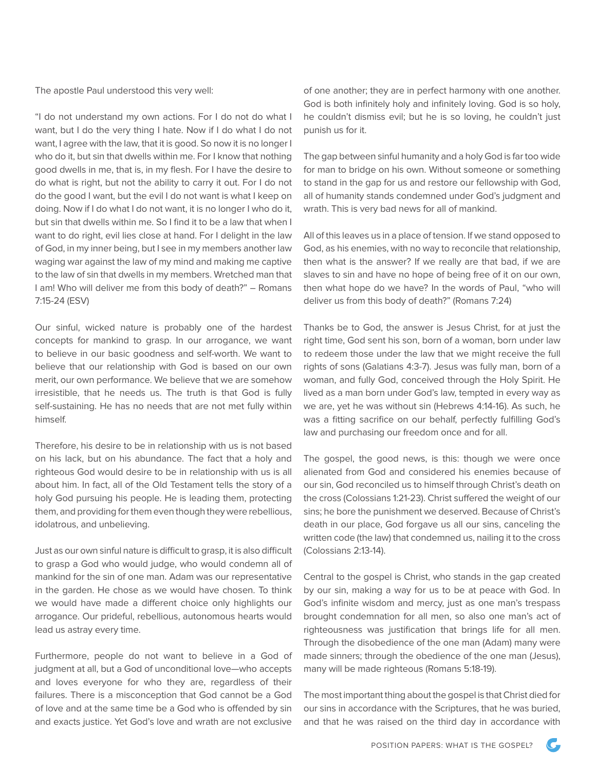The apostle Paul understood this very well:

"I do not understand my own actions. For I do not do what I want, but I do the very thing I hate. Now if I do what I do not want, I agree with the law, that it is good. So now it is no longer I who do it, but sin that dwells within me. For I know that nothing good dwells in me, that is, in my flesh. For I have the desire to do what is right, but not the ability to carry it out. For I do not do the good I want, but the evil I do not want is what I keep on doing. Now if I do what I do not want, it is no longer I who do it, but sin that dwells within me. So I find it to be a law that when I want to do right, evil lies close at hand. For I delight in the law of God, in my inner being, but I see in my members another law waging war against the law of my mind and making me captive to the law of sin that dwells in my members. Wretched man that I am! Who will deliver me from this body of death?" – Romans 7:15-24 (ESV)

Our sinful, wicked nature is probably one of the hardest concepts for mankind to grasp. In our arrogance, we want to believe in our basic goodness and self-worth. We want to believe that our relationship with God is based on our own merit, our own performance. We believe that we are somehow irresistible, that he needs us. The truth is that God is fully self-sustaining. He has no needs that are not met fully within himself.

Therefore, his desire to be in relationship with us is not based on his lack, but on his abundance. The fact that a holy and righteous God would desire to be in relationship with us is all about him. In fact, all of the Old Testament tells the story of a holy God pursuing his people. He is leading them, protecting them, and providing for them even though they were rebellious, idolatrous, and unbelieving.

Just as our own sinful nature is difficult to grasp, it is also difficult to grasp a God who would judge, who would condemn all of mankind for the sin of one man. Adam was our representative in the garden. He chose as we would have chosen. To think we would have made a different choice only highlights our arrogance. Our prideful, rebellious, autonomous hearts would lead us astray every time.

Furthermore, people do not want to believe in a God of judgment at all, but a God of unconditional love—who accepts and loves everyone for who they are, regardless of their failures. There is a misconception that God cannot be a God of love and at the same time be a God who is offended by sin and exacts justice. Yet God's love and wrath are not exclusive of one another; they are in perfect harmony with one another. God is both infinitely holy and infinitely loving. God is so holy, he couldn't dismiss evil; but he is so loving, he couldn't just punish us for it.

The gap between sinful humanity and a holy God is far too wide for man to bridge on his own. Without someone or something to stand in the gap for us and restore our fellowship with God, all of humanity stands condemned under God's judgment and wrath. This is very bad news for all of mankind.

All of this leaves us in a place of tension. If we stand opposed to God, as his enemies, with no way to reconcile that relationship, then what is the answer? If we really are that bad, if we are slaves to sin and have no hope of being free of it on our own, then what hope do we have? In the words of Paul, "who will deliver us from this body of death?" (Romans 7:24)

Thanks be to God, the answer is Jesus Christ, for at just the right time, God sent his son, born of a woman, born under law to redeem those under the law that we might receive the full rights of sons (Galatians 4:3-7). Jesus was fully man, born of a woman, and fully God, conceived through the Holy Spirit. He lived as a man born under God's law, tempted in every way as we are, yet he was without sin (Hebrews 4:14-16). As such, he was a fitting sacrifice on our behalf, perfectly fulfilling God's law and purchasing our freedom once and for all.

The gospel, the good news, is this: though we were once alienated from God and considered his enemies because of our sin, God reconciled us to himself through Christ's death on the cross (Colossians 1:21-23). Christ suffered the weight of our sins; he bore the punishment we deserved. Because of Christ's death in our place, God forgave us all our sins, canceling the written code (the law) that condemned us, nailing it to the cross (Colossians 2:13-14).

Central to the gospel is Christ, who stands in the gap created by our sin, making a way for us to be at peace with God. In God's infinite wisdom and mercy, just as one man's trespass brought condemnation for all men, so also one man's act of righteousness was justification that brings life for all men. Through the disobedience of the one man (Adam) many were made sinners; through the obedience of the one man (Jesus), many will be made righteous (Romans 5:18-19).

The most important thing about the gospel is that Christ died for our sins in accordance with the Scriptures, that he was buried, and that he was raised on the third day in accordance with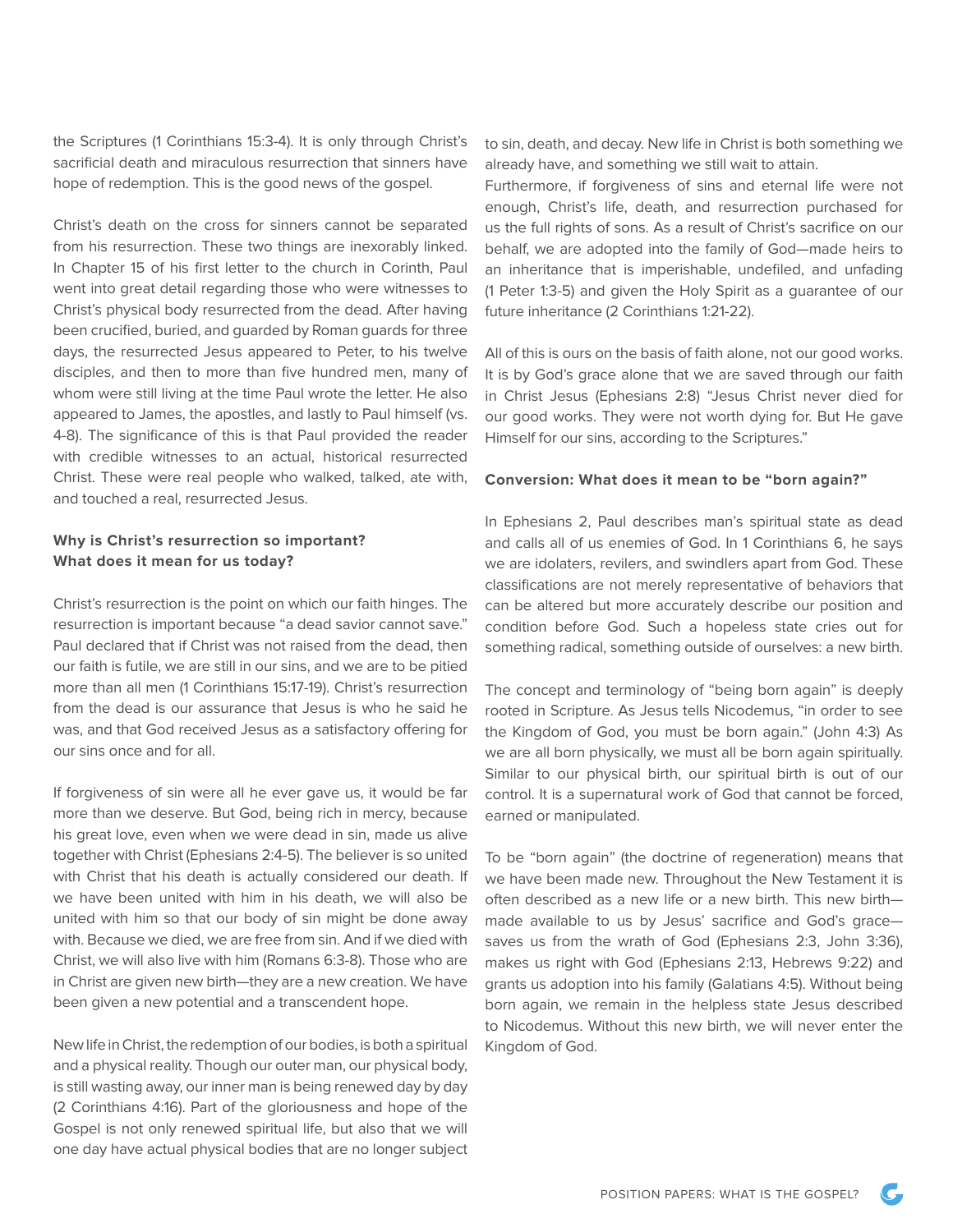the Scriptures (1 Corinthians 15:3-4). It is only through Christ's sacrificial death and miraculous resurrection that sinners have hope of redemption. This is the good news of the gospel.

Christ's death on the cross for sinners cannot be separated from his resurrection. These two things are inexorably linked. In Chapter 15 of his first letter to the church in Corinth, Paul went into great detail regarding those who were witnesses to Christ's physical body resurrected from the dead. After having been crucified, buried, and guarded by Roman guards for three days, the resurrected Jesus appeared to Peter, to his twelve disciples, and then to more than five hundred men, many of whom were still living at the time Paul wrote the letter. He also appeared to James, the apostles, and lastly to Paul himself (vs. 4-8). The significance of this is that Paul provided the reader with credible witnesses to an actual, historical resurrected Christ. These were real people who walked, talked, ate with, and touched a real, resurrected Jesus.

**Why is Christ's resurrection so important?**
**What does it mean for us today?**

Christ's resurrection is the point on which our faith hinges. The resurrection is important because "a dead savior cannot save." Paul declared that if Christ was not raised from the dead, then our faith is futile, we are still in our sins, and we are to be pitied more than all men (1 Corinthians 15:17-19). Christ's resurrection from the dead is our assurance that Jesus is who he said he was, and that God received Jesus as a satisfactory offering for our sins once and for all.

If forgiveness of sin were all he ever gave us, it would be far more than we deserve. But God, being rich in mercy, because his great love, even when we were dead in sin, made us alive together with Christ (Ephesians 2:4-5). The believer is so united with Christ that his death is actually considered our death. If we have been united with him in his death, we will also be united with him so that our body of sin might be done away with. Because we died, we are free from sin. And if we died with Christ, we will also live with him (Romans 6:3-8). Those who are in Christ are given new birth—they are a new creation. We have been given a new potential and a transcendent hope.

New life in Christ, the redemption of our bodies, is both a spiritual and a physical reality. Though our outer man, our physical body, is still wasting away, our inner man is being renewed day by day (2 Corinthians 4:16). Part of the gloriousness and hope of the Gospel is not only renewed spiritual life, but also that we will one day have actual physical bodies that are no longer subject to sin, death, and decay. New life in Christ is both something we already have, and something we still wait to attain.

Furthermore, if forgiveness of sins and eternal life were not enough, Christ's life, death, and resurrection purchased for us the full rights of sons. As a result of Christ's sacrifice on our behalf, we are adopted into the family of God—made heirs to an inheritance that is imperishable, undefiled, and unfading (1 Peter 1:3-5) and given the Holy Spirit as a guarantee of our future inheritance (2 Corinthians 1:21-22).

All of this is ours on the basis of faith alone, not our good works. It is by God's grace alone that we are saved through our faith in Christ Jesus (Ephesians 2:8) "Jesus Christ never died for our good works. They were not worth dying for. But He gave Himself for our sins, according to the Scriptures."

**Conversion: What does it mean to be "born again?"**

In Ephesians 2, Paul describes man's spiritual state as dead and calls all of us enemies of God. In 1 Corinthians 6, he says we are idolaters, revilers, and swindlers apart from God. These classifications are not merely representative of behaviors that can be altered but more accurately describe our position and condition before God. Such a hopeless state cries out for something radical, something outside of ourselves: a new birth.

The concept and terminology of "being born again" is deeply rooted in Scripture. As Jesus tells Nicodemus, "in order to see the Kingdom of God, you must be born again." (John 4:3) As we are all born physically, we must all be born again spiritually. Similar to our physical birth, our spiritual birth is out of our control. It is a supernatural work of God that cannot be forced, earned or manipulated.

To be "born again" (the doctrine of regeneration) means that we have been made new. Throughout the New Testament it is often described as a new life or a new birth. This new birth—made available to us by Jesus' sacrifice and God's grace—saves us from the wrath of God (Ephesians 2:3, John 3:36), makes us right with God (Ephesians 2:13, Hebrews 9:22) and grants us adoption into his family (Galatians 4:5). Without being born again, we remain in the helpless state Jesus described to Nicodemus. Without this new birth, we will never enter the Kingdom of God.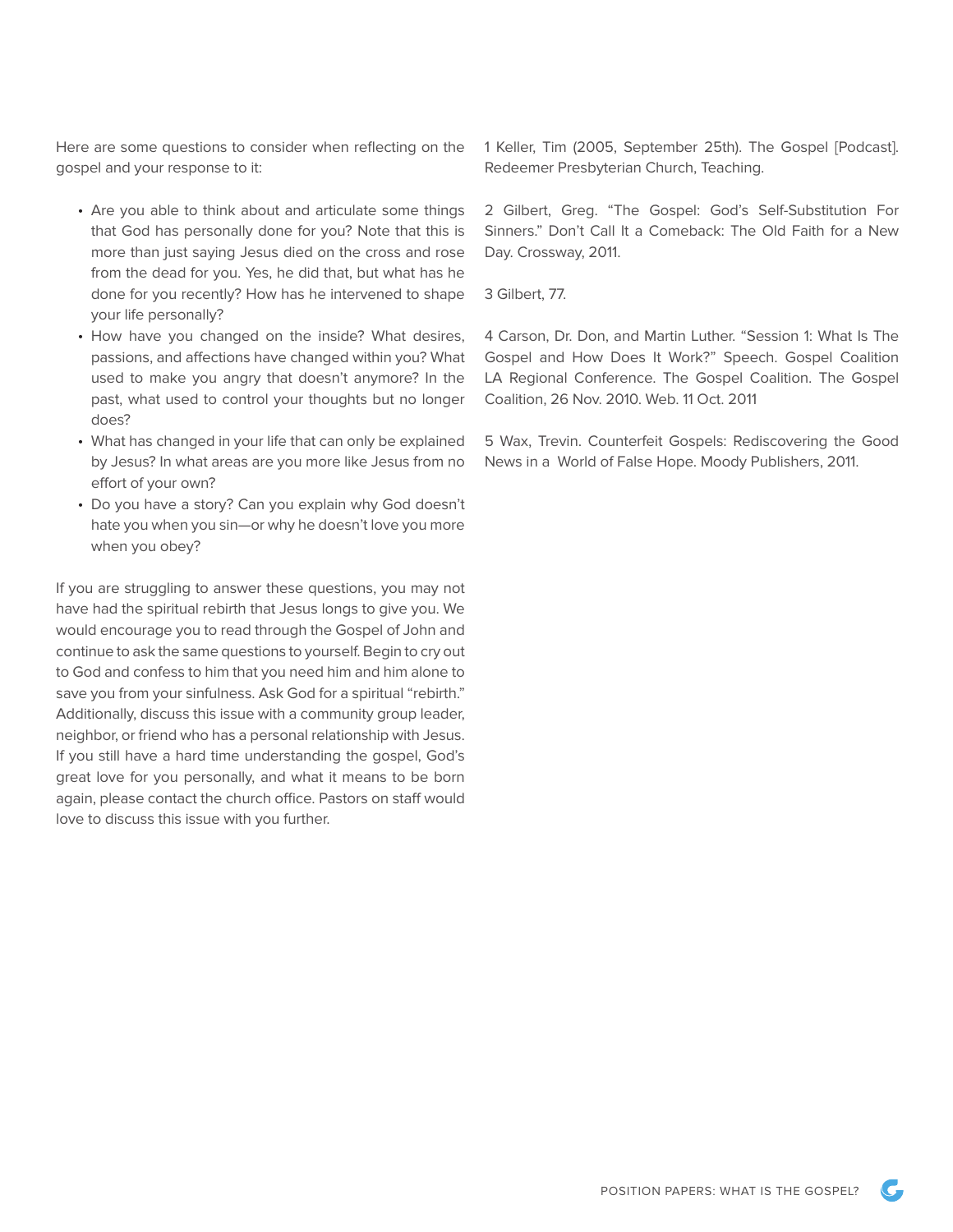Here are some questions to consider when reflecting on the gospel and your response to it:

- Are you able to think about and articulate some things that God has personally done for you? Note that this is more than just saying Jesus died on the cross and rose from the dead for you. Yes, he did that, but what has he done for you recently? How has he intervened to shape your life personally?
- How have you changed on the inside? What desires, passions, and affections have changed within you? What used to make you angry that doesn't anymore? In the past, what used to control your thoughts but no longer does?
- What has changed in your life that can only be explained by Jesus? In what areas are you more like Jesus from no effort of your own?
- Do you have a story? Can you explain why God doesn't hate you when you sin—or why he doesn't love you more when you obey?

If you are struggling to answer these questions, you may not have had the spiritual rebirth that Jesus longs to give you. We would encourage you to read through the Gospel of John and continue to ask the same questions to yourself. Begin to cry out to God and confess to him that you need him and him alone to save you from your sinfulness. Ask God for a spiritual "rebirth." Additionally, discuss this issue with a community group leader, neighbor, or friend who has a personal relationship with Jesus. If you still have a hard time understanding the gospel, God's great love for you personally, and what it means to be born again, please contact the church office. Pastors on staff would love to discuss this issue with you further.

1 Keller, Tim (2005, September 25th). The Gospel [Podcast]. Redeemer Presbyterian Church, Teaching.

2 Gilbert, Greg. "The Gospel: God's Self-Substitution For Sinners." Don't Call It a Comeback: The Old Faith for a New Day. Crossway, 2011.

3 Gilbert, 77.

4 Carson, Dr. Don, and Martin Luther. "Session 1: What Is The Gospel and How Does It Work?" Speech. Gospel Coalition LA Regional Conference. The Gospel Coalition. The Gospel Coalition, 26 Nov. 2010. Web. 11 Oct. 2011

5 Wax, Trevin. Counterfeit Gospels: Rediscovering the Good News in a World of False Hope. Moody Publishers, 2011.